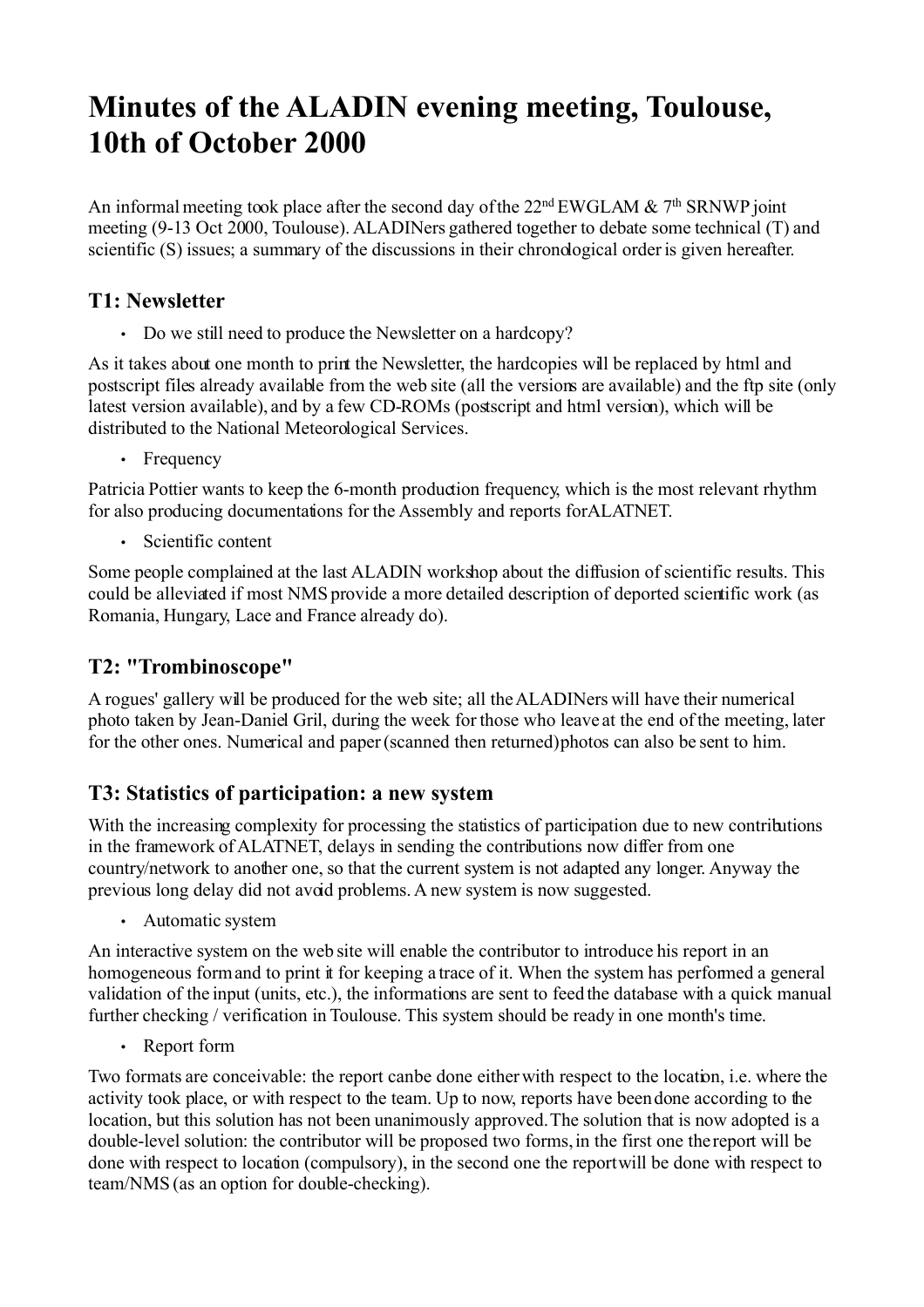# Minutes of the ALADIN evening meeting, Toulouse, 10th of October 2000

An informal meeting took place after the second day of the 22nd EWGLAM & 7th SRNWP joint meeting (9-13 Oct 2000, Toulouse). ALADINers gathered together to debate some technical (T) and scientific (S) issues; a summary of the discussions in their chronological order is given hereafter.

## T1: Newsletter

- Do we still need to produce the Newsletter on a hardcopy?

As it takes about one month to print the Newsletter, the hardcopies will be replaced by html and postscript files already available from the web site (all the versions are available) and the ftp site (only latest version available), and by a few CD-ROMs (postscript and html version), which will be distributed to the National Meteorological Services.

- Frequency

Patricia Pottier wants to keep the 6-month production frequency, which is the most relevant rhythm for also producing documentations for the Assembly and reports forALATNET.

- Scientific content

Some people complained at the last ALADIN workshop about the diffusion of scientific results. This could be alleviated if most NMS provide a more detailed description of deported scientific work (as Romania, Hungary, Lace and France already do).

## T2: "Trombinoscope"

A rogues' gallery will be produced for the web site; all the ALADINers will have their numerical photo taken by Jean-Daniel Gril, during the week for those who leave at the end of the meeting, later for the other ones. Numerical and paper (scanned then returned) photos can also be sent to him.

## T3: Statistics of participation: a new system

With the increasing complexity for processing the statistics of participation due to new contributions in the framework of ALATNET, delays in sending the contributions now differ from one country/network to another one, so that the current system is not adapted any longer. Anyway the previous long delay did not avoid problems. A new system is now suggested.

- Automatic system

An interactive system on the web site will enable the contributor to introduce his report in an homogeneous form and to print it for keeping a trace of it. When the system has performed a general validation of the input (units, etc.), the informations are sent to feed the database with a quick manual further checking / verification in Toulouse. This system should be ready in one month's time.

- Report form

Two formats are conceivable: the report canbe done either with respect to the location, i.e. where the activity took place, or with respect to the team. Up to now, reports have been done according to the location, but this solution has not been unanimously approved. The solution that is now adopted is a double-level solution: the contributor will be proposed two forms, in the first one the report will be done with respect to location (compulsory), in the second one the report will be done with respect to team/NMS (as an option for double-checking).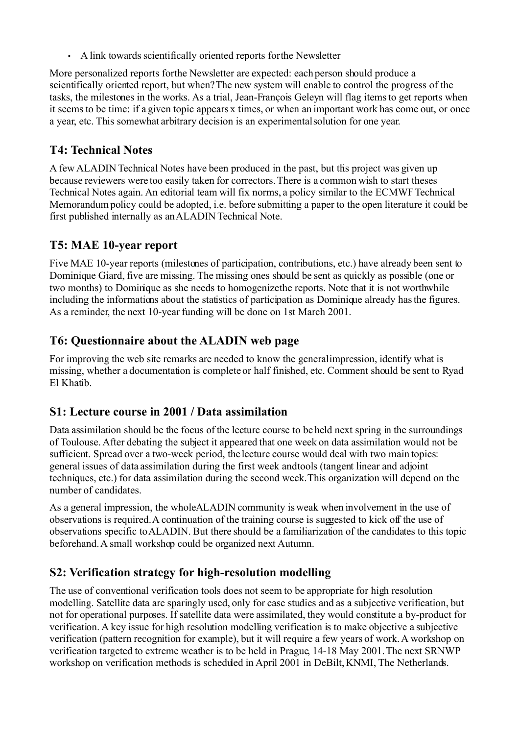- A link towards scientifically oriented reports forthe Newsletter

More personalized reports forthe Newsletter are expected: each person should produce a scientifically oriented report, but when? The new system will enable to control the progress of the tasks, the milestones in the works. As a trial, Jean-François Geleyn will flag items to get reports when it seems to be time: if a given topic appears x times, or when an important work has come out, or once a year, etc. This somewhat arbitrary decision is an experimental solution for one year.

## T4: Technical Notes

A few ALADIN Technical Notes have been produced in the past, but this project was given up because reviewers were too easily taken for correctors. There is a common wish to start theses Technical Notes again. An editorial team will fix norms, a policy similar to the ECMWF Technical Memorandum policy could be adopted, i.e. before submitting a paper to the open literature it could be first published internally as an ALADIN Technical Note.

## T5: MAE 10-year report

Five MAE 10-year reports (milestones of participation, contributions, etc.) have already been sent to Dominique Giard, five are missing. The missing ones should be sent as quickly as possible (one or two months) to Dominique as she needs to homogenize the reports. Note that it is not worthwhile including the informations about the statistics of participation as Dominique already has the figures. As a reminder, the next 10-year funding will be done on 1st March 2001.

## T6: Questionnaire about the ALADIN web page

For improving the web site remarks are needed to know the general impression, identify what is missing, whether a documentation is complete or half finished, etc. Comment should be sent to Ryad El Khatib.

## S1: Lecture course in 2001 / Data assimilation

Data assimilation should be the focus of the lecture course to be held next spring in the surroundings of Toulouse. After debating the subject it appeared that one week on data assimilation would not be sufficient. Spread over a two-week period, the lecture course would deal with two main topics: general issues of data assimilation during the first week and tools (tangent linear and adjoint techniques, etc.) for data assimilation during the second week. This organization will depend on the number of candidates.

As a general impression, the whole ALADIN community is weak when involvement in the use of observations is required. A continuation of the training course is suggested to kick off the use of observations specific to ALADIN. But there should be a familiarization of the candidates to this topic beforehand. A small workshop could be organized next Autumn.

## S2: Verification strategy for high-resolution modelling

The use of conventional verification tools does not seem to be appropriate for high resolution modelling. Satellite data are sparingly used, only for case studies and as a subjective verification, but not for operational purposes. If satellite data were assimilated, they would constitute a by-product for verification. A key issue for high resolution modelling verification is to make objective a subjective verification (pattern recognition for example), but it will require a few years of work. A workshop on verification targeted to extreme weather is to be held in Prague, 14-18 May 2001. The next SRNWP workshop on verification methods is scheduled in April 2001 in DeBilt, KNMI, The Netherlands.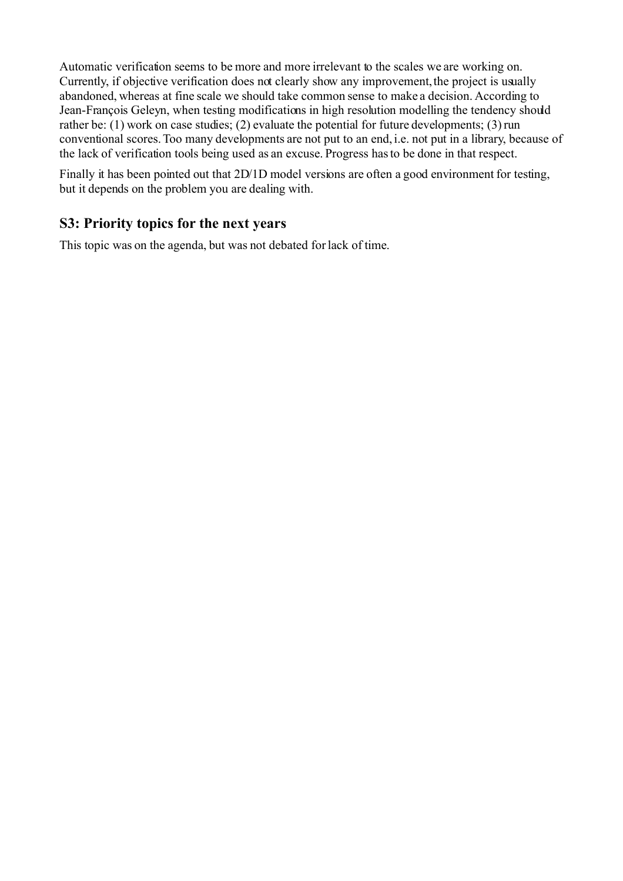Automatic verification seems to be more and more irrelevant to the scales we are working on. Currently, if objective verification does not clearly show any improvement, the project is usually abandoned, whereas at fine scale we should take common sense to make a decision. According to Jean-François Geleyn, when testing modifications in high resolution modelling the tendency should rather be: (1) work on case studies; (2) evaluate the potential for future developments; (3) run conventional scores. Too many developments are not put to an end, i.e. not put in a library, because of the lack of verification tools being used as an excuse. Progress has to be done in that respect.

Finally it has been pointed out that 2D/1D model versions are often a good environment for testing, but it depends on the problem you are dealing with.

## S3: Priority topics for the next years

This topic was on the agenda, but was not debated for lack of time.